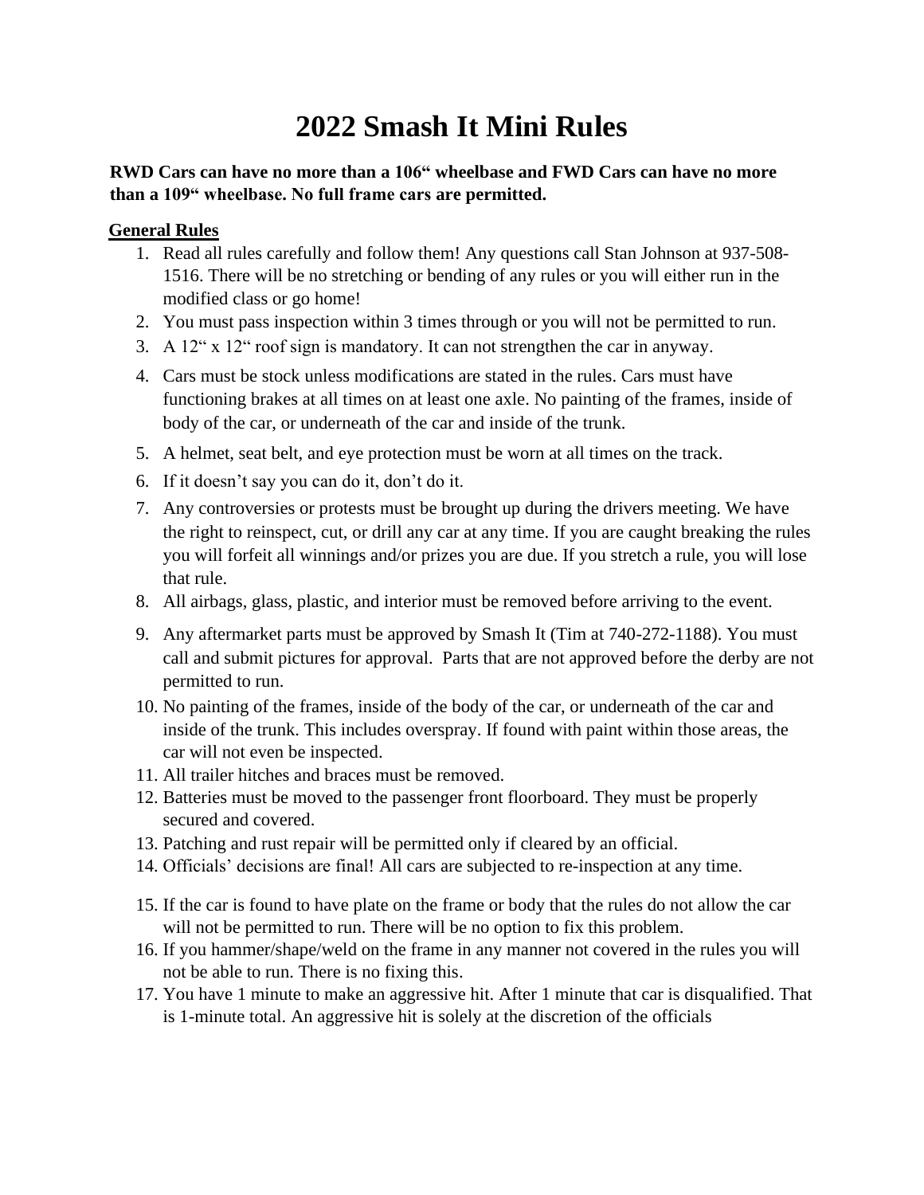# 2022 Smash It Mini Rules

**RWD Cars can have no more than a 106" wheelbase and FWD Cars can have no more than a 109" wheelbase. No full frame cars are permitted.**

**General Rules**

1. Read all rules carefully and follow them! Any questions call Stan Johnson at 937-508-1516. There will be no stretching or bending of any rules or you will either run in the modified class or go home!
2. You must pass inspection within 3 times through or you will not be permitted to run.
3. A 12" x 12" roof sign is mandatory. It can not strengthen the car in anyway.
4. Cars must be stock unless modifications are stated in the rules. Cars must have functioning brakes at all times on at least one axle. No painting of the frames, inside of body of the car, or underneath of the car and inside of the trunk.
5. A helmet, seat belt, and eye protection must be worn at all times on the track.
6. If it doesn't say you can do it, don't do it.
7. Any controversies or protests must be brought up during the drivers meeting. We have the right to reinspect, cut, or drill any car at any time. If you are caught breaking the rules you will forfeit all winnings and/or prizes you are due. If you stretch a rule, you will lose that rule.
8. All airbags, glass, plastic, and interior must be removed before arriving to the event.
9. Any aftermarket parts must be approved by Smash It (Tim at 740-272-1188). You must call and submit pictures for approval. Parts that are not approved before the derby are not permitted to run.
10. No painting of the frames, inside of the body of the car, or underneath of the car and inside of the trunk. This includes overspray. If found with paint within those areas, the car will not even be inspected.
11. All trailer hitches and braces must be removed.
12. Batteries must be moved to the passenger front floorboard. They must be properly secured and covered.
13. Patching and rust repair will be permitted only if cleared by an official.
14. Officials' decisions are final! All cars are subjected to re-inspection at any time.
15. If the car is found to have plate on the frame or body that the rules do not allow the car will not be permitted to run. There will be no option to fix this problem.
16. If you hammer/shape/weld on the frame in any manner not covered in the rules you will not be able to run. There is no fixing this.
17. You have 1 minute to make an aggressive hit. After 1 minute that car is disqualified. That is 1-minute total. An aggressive hit is solely at the discretion of the officials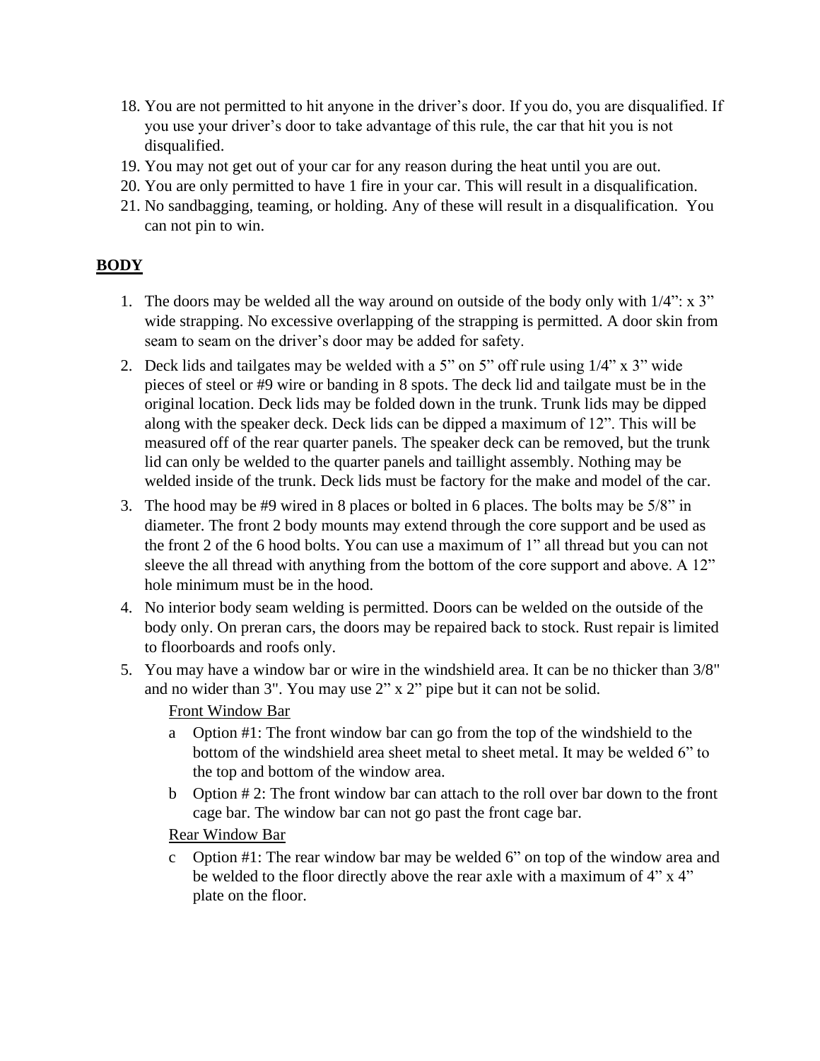18. You are not permitted to hit anyone in the driver's door. If you do, you are disqualified. If you use your driver's door to take advantage of this rule, the car that hit you is not disqualified.
19. You may not get out of your car for any reason during the heat until you are out.
20. You are only permitted to have 1 fire in your car. This will result in a disqualification.
21. No sandbagging, teaming, or holding. Any of these will result in a disqualification. You can not pin to win.

## BODY

1. The doors may be welded all the way around on outside of the body only with 1/4": x 3" wide strapping. No excessive overlapping of the strapping is permitted. A door skin from seam to seam on the driver's door may be added for safety.
2. Deck lids and tailgates may be welded with a 5" on 5" off rule using 1/4" x 3" wide pieces of steel or #9 wire or banding in 8 spots. The deck lid and tailgate must be in the original location. Deck lids may be folded down in the trunk. Trunk lids may be dipped along with the speaker deck. Deck lids can be dipped a maximum of 12". This will be measured off of the rear quarter panels. The speaker deck can be removed, but the trunk lid can only be welded to the quarter panels and taillight assembly. Nothing may be welded inside of the trunk. Deck lids must be factory for the make and model of the car.
3. The hood may be #9 wired in 8 places or bolted in 6 places. The bolts may be 5/8" in diameter. The front 2 body mounts may extend through the core support and be used as the front 2 of the 6 hood bolts. You can use a maximum of 1" all thread but you can not sleeve the all thread with anything from the bottom of the core support and above. A 12" hole minimum must be in the hood.
4. No interior body seam welding is permitted. Doors can be welded on the outside of the body only. On preran cars, the doors may be repaired back to stock. Rust repair is limited to floorboards and roofs only.
5. You may have a window bar or wire in the windshield area. It can be no thicker than 3/8" and no wider than 3". You may use 2" x 2" pipe but it can not be solid.

   Front Window Bar

   a. Option #1: The front window bar can go from the top of the windshield to the bottom of the windshield area sheet metal to sheet metal. It may be welded 6" to the top and bottom of the window area.
   b. Option # 2: The front window bar can attach to the roll over bar down to the front cage bar. The window bar can not go past the front cage bar.

   Rear Window Bar

   c. Option #1: The rear window bar may be welded 6" on top of the window area and be welded to the floor directly above the rear axle with a maximum of 4" x 4" plate on the floor.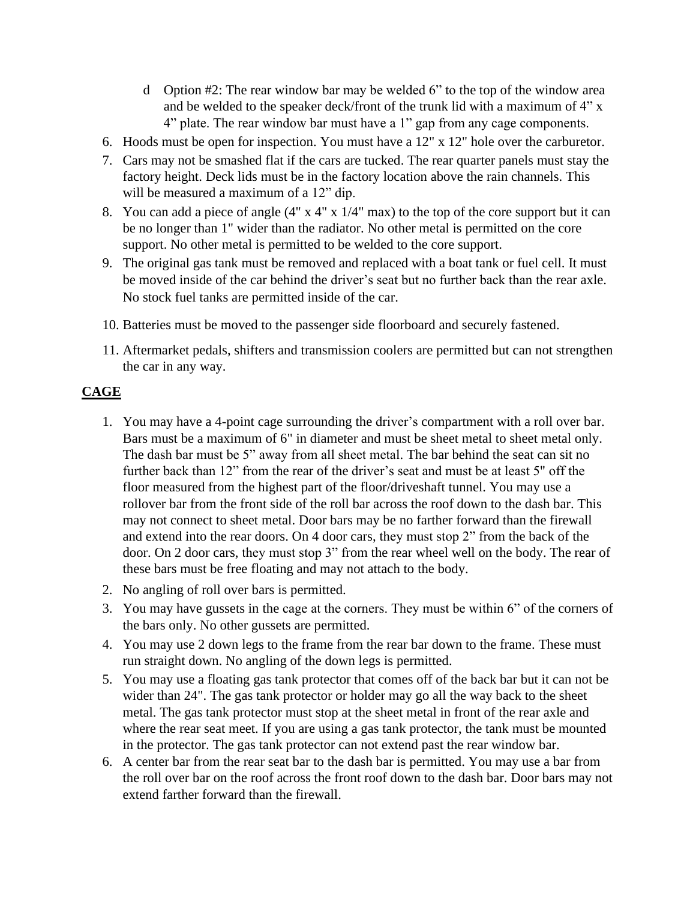d. Option #2: The rear window bar may be welded 6" to the top of the window area and be welded to the speaker deck/front of the trunk lid with a maximum of 4" x 4" plate. The rear window bar must have a 1" gap from any cage components.

6. Hoods must be open for inspection. You must have a 12" x 12" hole over the carburetor.
7. Cars may not be smashed flat if the cars are tucked. The rear quarter panels must stay the factory height. Deck lids must be in the factory location above the rain channels. This will be measured a maximum of a 12" dip.
8. You can add a piece of angle (4" x 4" x 1/4" max) to the top of the core support but it can be no longer than 1" wider than the radiator. No other metal is permitted on the core support. No other metal is permitted to be welded to the core support.
9. The original gas tank must be removed and replaced with a boat tank or fuel cell. It must be moved inside of the car behind the driver's seat but no further back than the rear axle. No stock fuel tanks are permitted inside of the car.
10. Batteries must be moved to the passenger side floorboard and securely fastened.
11. Aftermarket pedals, shifters and transmission coolers are permitted but can not strengthen the car in any way.

## CAGE

1. You may have a 4-point cage surrounding the driver's compartment with a roll over bar. Bars must be a maximum of 6" in diameter and must be sheet metal to sheet metal only. The dash bar must be 5" away from all sheet metal. The bar behind the seat can sit no further back than 12" from the rear of the driver's seat and must be at least 5" off the floor measured from the highest part of the floor/driveshaft tunnel. You may use a rollover bar from the front side of the roll bar across the roof down to the dash bar. This may not connect to sheet metal. Door bars may be no farther forward than the firewall and extend into the rear doors. On 4 door cars, they must stop 2" from the back of the door. On 2 door cars, they must stop 3" from the rear wheel well on the body. The rear of these bars must be free floating and may not attach to the body.
2. No angling of roll over bars is permitted.
3. You may have gussets in the cage at the corners. They must be within 6" of the corners of the bars only. No other gussets are permitted.
4. You may use 2 down legs to the frame from the rear bar down to the frame. These must run straight down. No angling of the down legs is permitted.
5. You may use a floating gas tank protector that comes off of the back bar but it can not be wider than 24". The gas tank protector or holder may go all the way back to the sheet metal. The gas tank protector must stop at the sheet metal in front of the rear axle and where the rear seat meet. If you are using a gas tank protector, the tank must be mounted in the protector. The gas tank protector can not extend past the rear window bar.
6. A center bar from the rear seat bar to the dash bar is permitted. You may use a bar from the roll over bar on the roof across the front roof down to the dash bar. Door bars may not extend farther forward than the firewall.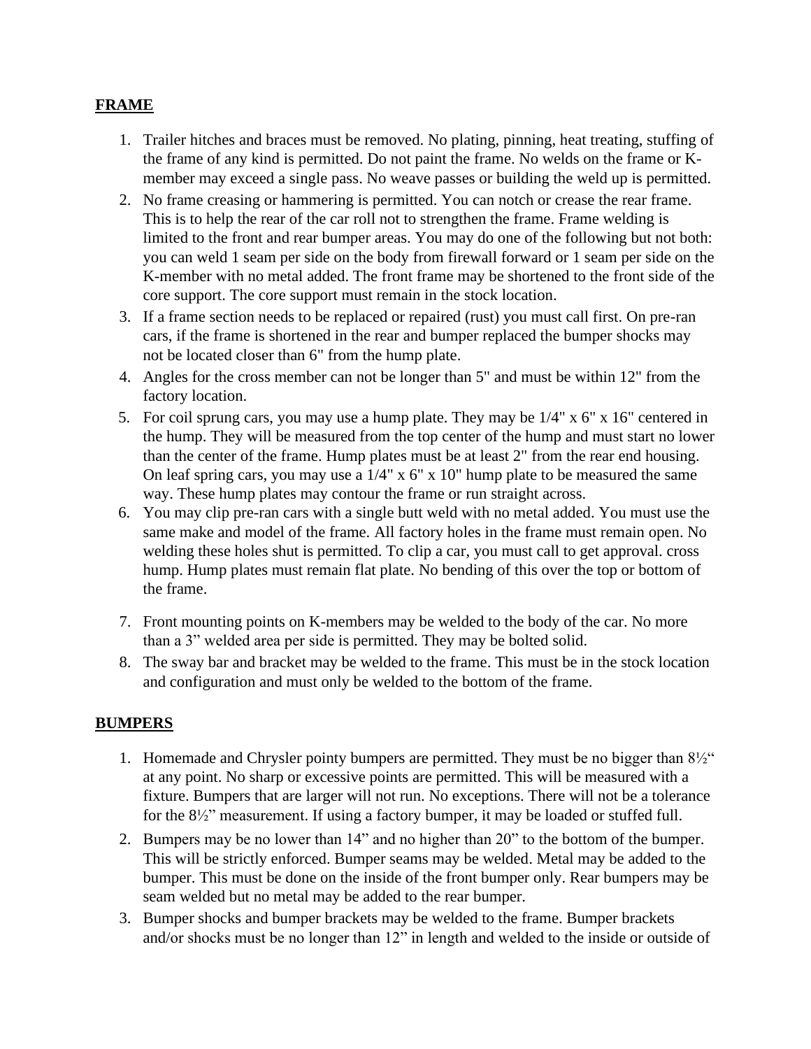## FRAME

1. Trailer hitches and braces must be removed. No plating, pinning, heat treating, stuffing of the frame of any kind is permitted. Do not paint the frame. No welds on the frame or K-member may exceed a single pass. No weave passes or building the weld up is permitted.
2. No frame creasing or hammering is permitted. You can notch or crease the rear frame. This is to help the rear of the car roll not to strengthen the frame. Frame welding is limited to the front and rear bumper areas. You may do one of the following but not both: you can weld 1 seam per side on the body from firewall forward or 1 seam per side on the K-member with no metal added. The front frame may be shortened to the front side of the core support. The core support must remain in the stock location.
3. If a frame section needs to be replaced or repaired (rust) you must call first. On pre-ran cars, if the frame is shortened in the rear and bumper replaced the bumper shocks may not be located closer than 6" from the hump plate.
4. Angles for the cross member can not be longer than 5" and must be within 12" from the factory location.
5. For coil sprung cars, you may use a hump plate. They may be 1/4" x 6" x 16" centered in the hump. They will be measured from the top center of the hump and must start no lower than the center of the frame. Hump plates must be at least 2" from the rear end housing. On leaf spring cars, you may use a 1/4" x 6" x 10" hump plate to be measured the same way. These hump plates may contour the frame or run straight across.
6. You may clip pre-ran cars with a single butt weld with no metal added. You must use the same make and model of the frame. All factory holes in the frame must remain open. No welding these holes shut is permitted. To clip a car, you must call to get approval. cross hump. Hump plates must remain flat plate. No bending of this over the top or bottom of the frame.
7. Front mounting points on K-members may be welded to the body of the car. No more than a 3" welded area per side is permitted. They may be bolted solid.
8. The sway bar and bracket may be welded to the frame. This must be in the stock location and configuration and must only be welded to the bottom of the frame.

## BUMPERS

1. Homemade and Chrysler pointy bumpers are permitted. They must be no bigger than 8½" at any point. No sharp or excessive points are permitted. This will be measured with a fixture. Bumpers that are larger will not run. No exceptions. There will not be a tolerance for the 8½" measurement. If using a factory bumper, it may be loaded or stuffed full.
2. Bumpers may be no lower than 14" and no higher than 20" to the bottom of the bumper. This will be strictly enforced. Bumper seams may be welded. Metal may be added to the bumper. This must be done on the inside of the front bumper only. Rear bumpers may be seam welded but no metal may be added to the rear bumper.
3. Bumper shocks and bumper brackets may be welded to the frame. Bumper brackets and/or shocks must be no longer than 12" in length and welded to the inside or outside of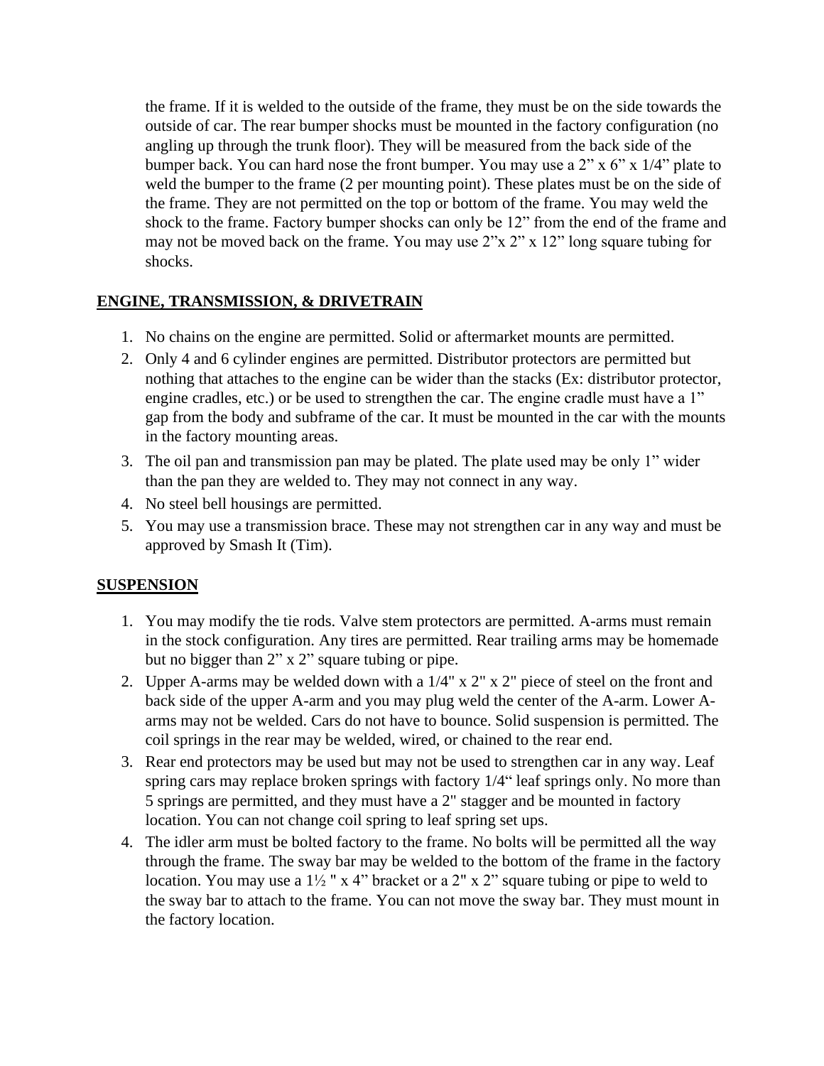the frame. If it is welded to the outside of the frame, they must be on the side towards the outside of car. The rear bumper shocks must be mounted in the factory configuration (no angling up through the trunk floor). They will be measured from the back side of the bumper back. You can hard nose the front bumper. You may use a 2" x 6" x 1/4" plate to weld the bumper to the frame (2 per mounting point). These plates must be on the side of the frame. They are not permitted on the top or bottom of the frame. You may weld the shock to the frame. Factory bumper shocks can only be 12" from the end of the frame and may not be moved back on the frame. You may use 2"x 2" x 12" long square tubing for shocks.

## ENGINE, TRANSMISSION, & DRIVETRAIN

1. No chains on the engine are permitted. Solid or aftermarket mounts are permitted.
2. Only 4 and 6 cylinder engines are permitted. Distributor protectors are permitted but nothing that attaches to the engine can be wider than the stacks (Ex: distributor protector, engine cradles, etc.) or be used to strengthen the car. The engine cradle must have a 1" gap from the body and subframe of the car. It must be mounted in the car with the mounts in the factory mounting areas.
3. The oil pan and transmission pan may be plated. The plate used may be only 1" wider than the pan they are welded to. They may not connect in any way.
4. No steel bell housings are permitted.
5. You may use a transmission brace. These may not strengthen car in any way and must be approved by Smash It (Tim).

## SUSPENSION

1. You may modify the tie rods. Valve stem protectors are permitted. A-arms must remain in the stock configuration. Any tires are permitted. Rear trailing arms may be homemade but no bigger than 2" x 2" square tubing or pipe.
2. Upper A-arms may be welded down with a 1/4" x 2" x 2" piece of steel on the front and back side of the upper A-arm and you may plug weld the center of the A-arm. Lower A-arms may not be welded. Cars do not have to bounce. Solid suspension is permitted. The coil springs in the rear may be welded, wired, or chained to the rear end.
3. Rear end protectors may be used but may not be used to strengthen car in any way. Leaf spring cars may replace broken springs with factory 1/4" leaf springs only. No more than 5 springs are permitted, and they must have a 2" stagger and be mounted in factory location. You can not change coil spring to leaf spring set ups.
4. The idler arm must be bolted factory to the frame. No bolts will be permitted all the way through the frame. The sway bar may be welded to the bottom of the frame in the factory location. You may use a 1½ " x 4" bracket or a 2" x 2" square tubing or pipe to weld to the sway bar to attach to the frame. You can not move the sway bar. They must mount in the factory location.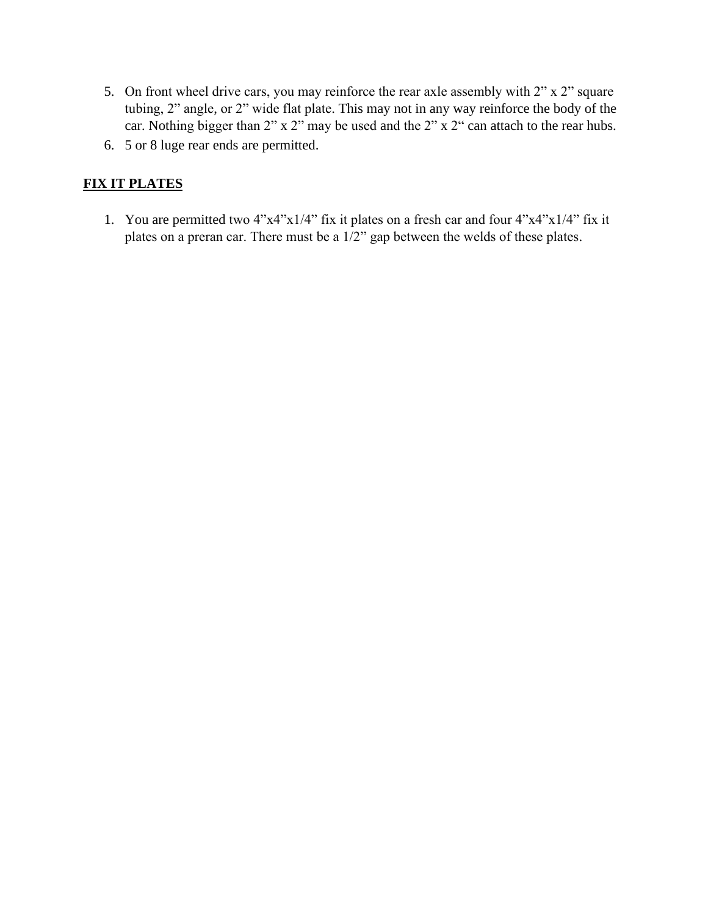5. On front wheel drive cars, you may reinforce the rear axle assembly with 2” x 2” square tubing, 2” angle, or 2” wide flat plate. This may not in any way reinforce the body of the car. Nothing bigger than 2” x 2” may be used and the 2” x 2“ can attach to the rear hubs.
6. 5 or 8 luge rear ends are permitted.

**FIX IT PLATES**

1. You are permitted two 4”x4”x1/4” fix it plates on a fresh car and four 4”x4”x1/4” fix it plates on a preran car. There must be a 1/2” gap between the welds of these plates.